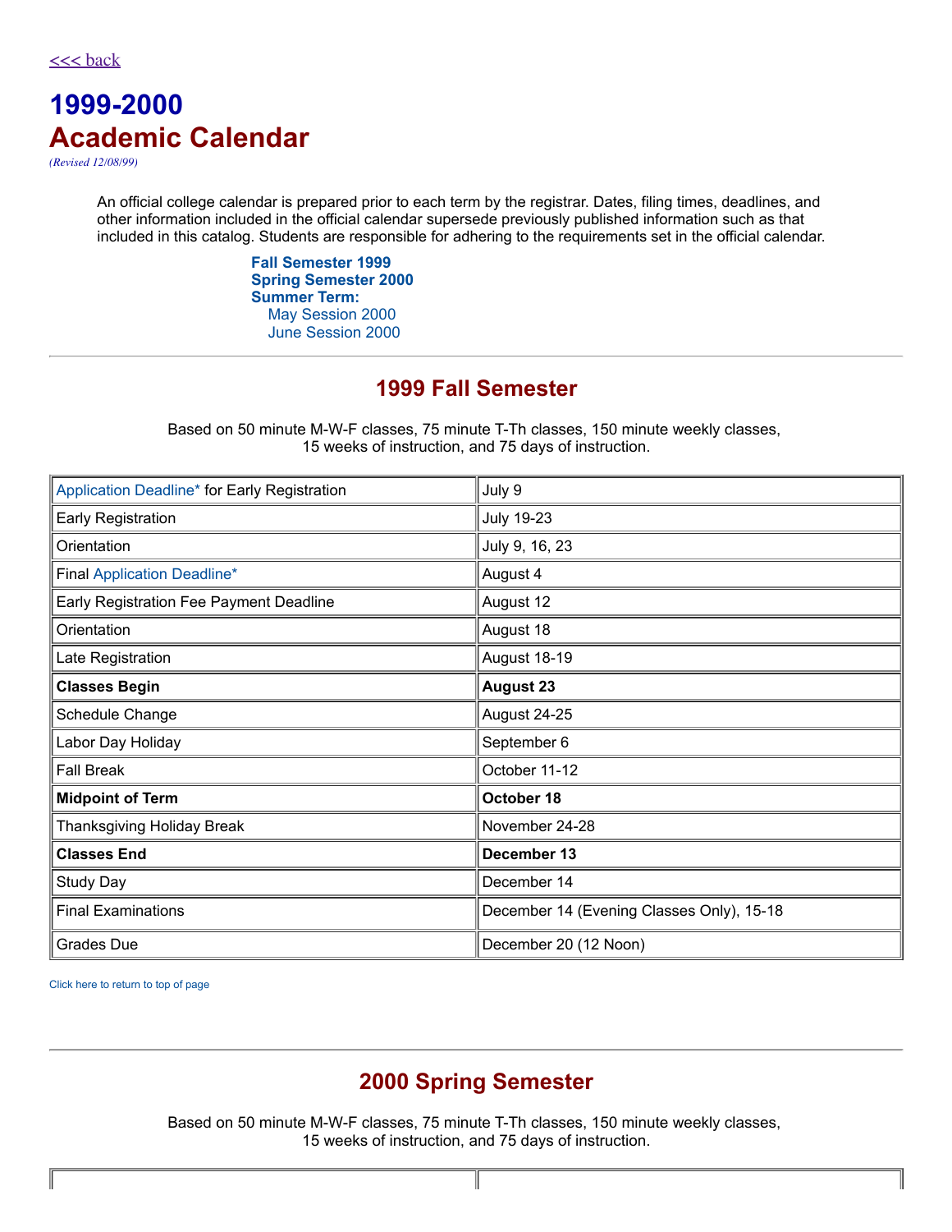<<< back

# 1999-2000 Academic Calendar

*(Revised 12/08/99)*

An official college calendar is prepared prior to each term by the registrar. Dates, filing times, deadlines, and other information included in the official calendar supersede previously published information such as that included in this catalog. Students are responsible for adhering to the requirements set in the official calendar.

**Fall Semester 1999**
**Spring Semester 2000**
**Summer Term:**
- May Session 2000
- June Session 2000

---

## 1999 Fall Semester

Based on 50 minute M-W-F classes, 75 minute T-Th classes, 150 minute weekly classes, 15 weeks of instruction, and 75 days of instruction.

| | |
|---|---|
| Application Deadline* for Early Registration | July 9 |
| Early Registration | July 19-23 |
| Orientation | July 9, 16, 23 |
| Final Application Deadline* | August 4 |
| Early Registration Fee Payment Deadline | August 12 |
| Orientation | August 18 |
| Late Registration | August 18-19 |
| **Classes Begin** | **August 23** |
| Schedule Change | August 24-25 |
| Labor Day Holiday | September 6 |
| Fall Break | October 11-12 |
| **Midpoint of Term** | **October 18** |
| Thanksgiving Holiday Break | November 24-28 |
| **Classes End** | **December 13** |
| Study Day | December 14 |
| Final Examinations | December 14 (Evening Classes Only), 15-18 |
| Grades Due | December 20 (12 Noon) |

Click here to return to top of page

---

## 2000 Spring Semester

Based on 50 minute M-W-F classes, 75 minute T-Th classes, 150 minute weekly classes, 15 weeks of instruction, and 75 days of instruction.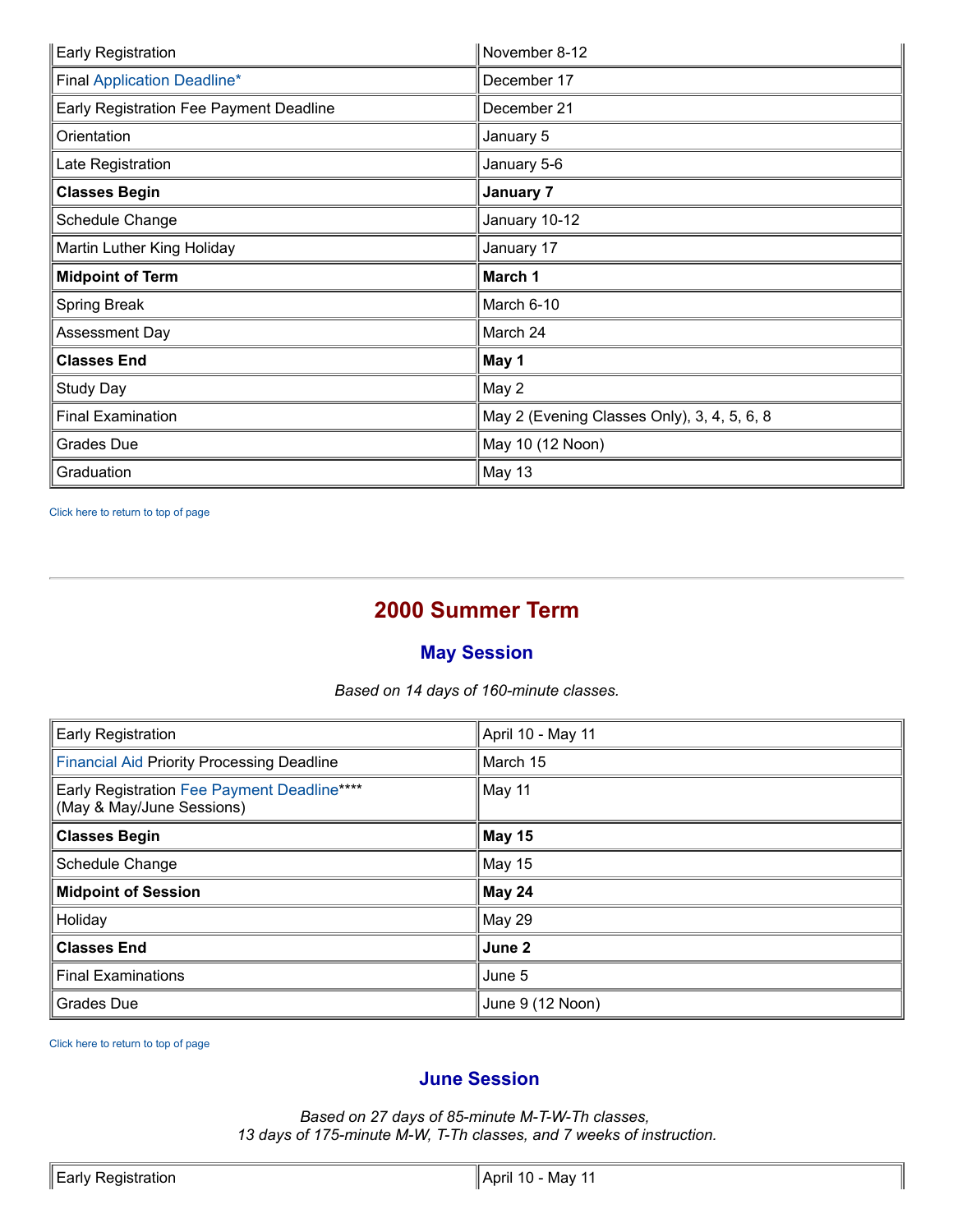| | |
|---|---|
| Early Registration | November 8-12 |
| Final Application Deadline* | December 17 |
| Early Registration Fee Payment Deadline | December 21 |
| Orientation | January 5 |
| Late Registration | January 5-6 |
| **Classes Begin** | **January 7** |
| Schedule Change | January 10-12 |
| Martin Luther King Holiday | January 17 |
| **Midpoint of Term** | **March 1** |
| Spring Break | March 6-10 |
| Assessment Day | March 24 |
| **Classes End** | **May 1** |
| Study Day | May 2 |
| Final Examination | May 2 (Evening Classes Only), 3, 4, 5, 6, 8 |
| Grades Due | May 10 (12 Noon) |
| Graduation | May 13 |

Click here to return to top of page

---

# 2000 Summer Term

## May Session

*Based on 14 days of 160-minute classes.*

| | |
|---|---|
| Early Registration | April 10 - May 11 |
| Financial Aid Priority Processing Deadline | March 15 |
| Early Registration Fee Payment Deadline**** (May & May/June Sessions) | May 11 |
| **Classes Begin** | **May 15** |
| Schedule Change | May 15 |
| **Midpoint of Session** | **May 24** |
| Holiday | May 29 |
| **Classes End** | **June 2** |
| Final Examinations | June 5 |
| Grades Due | June 9 (12 Noon) |

Click here to return to top of page

## June Session

*Based on 27 days of 85-minute M-T-W-Th classes,*
*13 days of 175-minute M-W, T-Th classes, and 7 weeks of instruction.*

| | |
|---|---|
| Early Registration | April 10 - May 11 |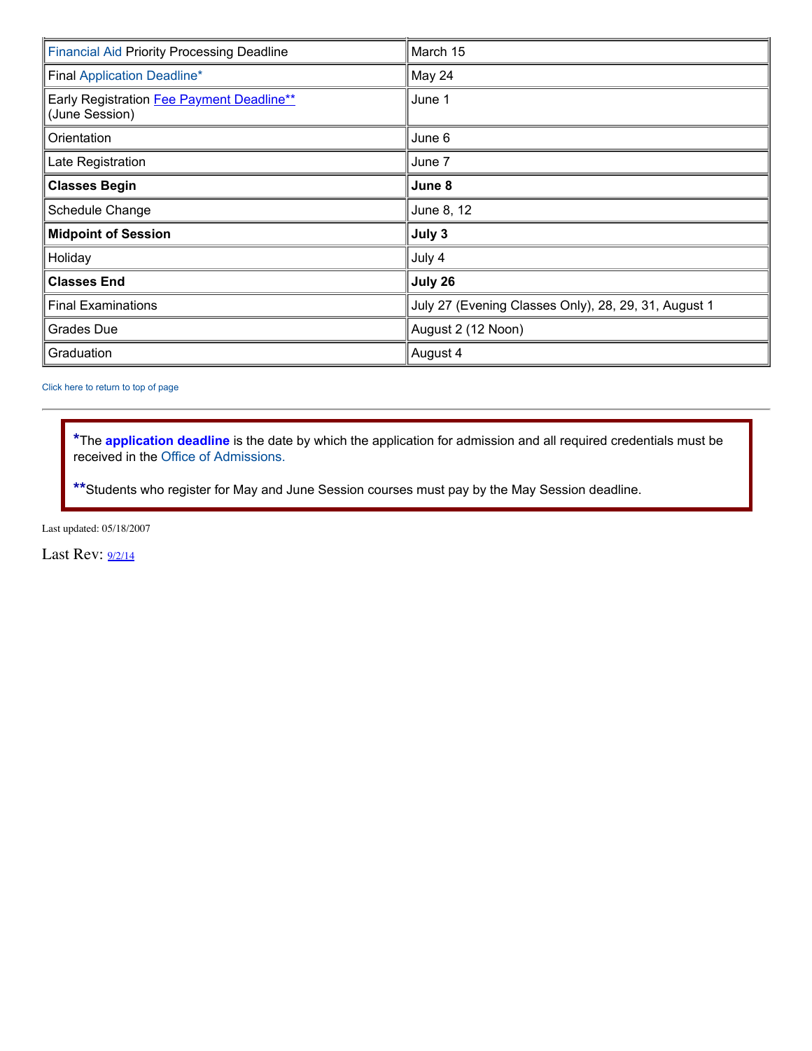| | |
|---|---|
| Financial Aid Priority Processing Deadline | March 15 |
| Final Application Deadline* | May 24 |
| Early Registration Fee Payment Deadline** (June Session) | June 1 |
| Orientation | June 6 |
| Late Registration | June 7 |
| **Classes Begin** | **June 8** |
| Schedule Change | June 8, 12 |
| **Midpoint of Session** | **July 3** |
| Holiday | July 4 |
| **Classes End** | **July 26** |
| Final Examinations | July 27 (Evening Classes Only), 28, 29, 31, August 1 |
| Grades Due | August 2 (12 Noon) |
| Graduation | August 4 |

Click here to return to top of page

---

*The **application deadline** is the date by which the application for admission and all required credentials must be received in the Office of Admissions.

**Students who register for May and June Session courses must pay by the May Session deadline.

Last updated: 05/18/2007

Last Rev: 9/2/14